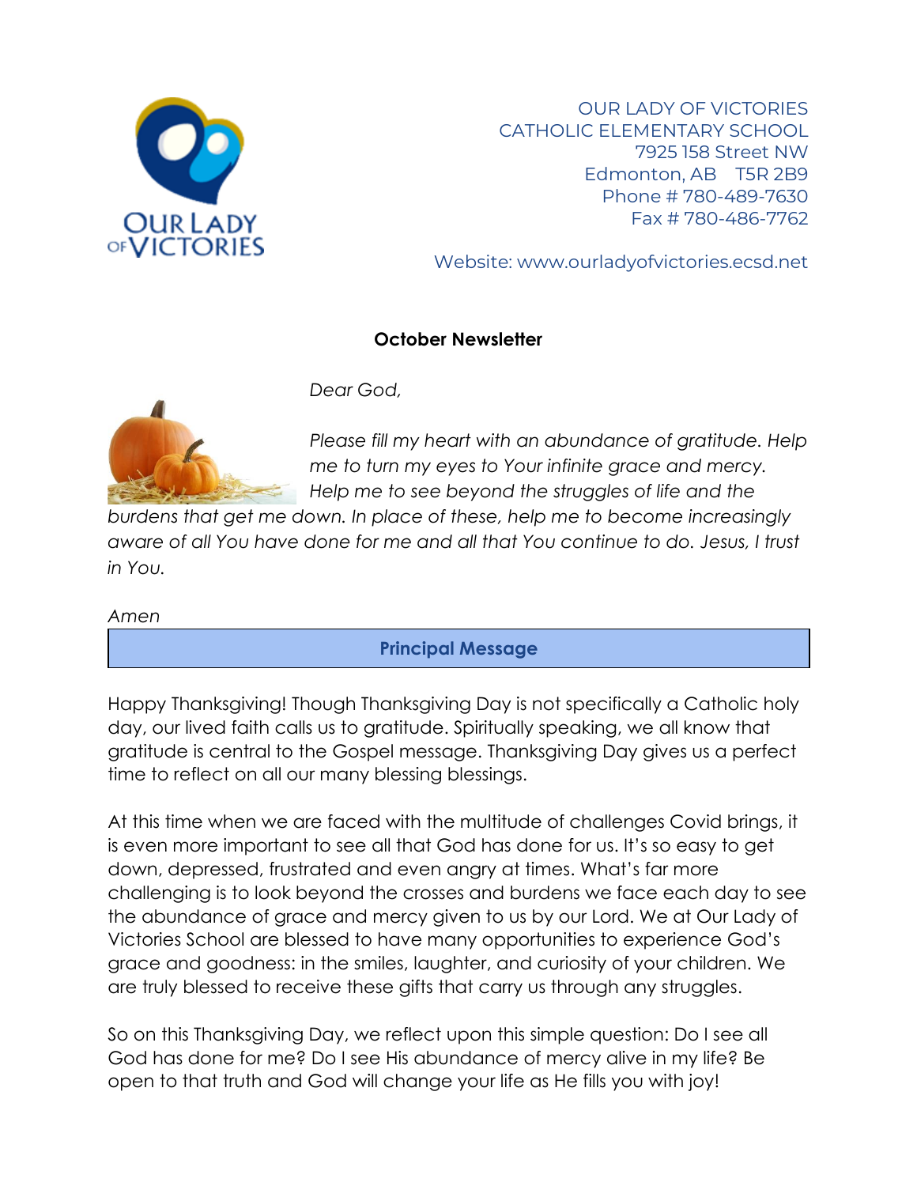OUR LADY OF VICTORIES
CATHOLIC ELEMENTARY SCHOOL
7925 158 Street NW
Edmonton, AB T5R 2B9
Phone # 780-489-7630
Fax # 780-486-7762

Website: www.ourladyofvictories.ecsd.net

## October Newsletter

*Dear God,*

*Please fill my heart with an abundance of gratitude. Help me to turn my eyes to Your infinite grace and mercy. Help me to see beyond the struggles of life and the burdens that get me down. In place of these, help me to become increasingly aware of all You have done for me and all that You continue to do. Jesus, I trust in You.*

*Amen*

## Principal Message

Happy Thanksgiving! Though Thanksgiving Day is not specifically a Catholic holy day, our lived faith calls us to gratitude. Spiritually speaking, we all know that gratitude is central to the Gospel message. Thanksgiving Day gives us a perfect time to reflect on all our many blessing blessings.

At this time when we are faced with the multitude of challenges Covid brings, it is even more important to see all that God has done for us. It's so easy to get down, depressed, frustrated and even angry at times. What's far more challenging is to look beyond the crosses and burdens we face each day to see the abundance of grace and mercy given to us by our Lord. We at Our Lady of Victories School are blessed to have many opportunities to experience God's grace and goodness: in the smiles, laughter, and curiosity of your children. We are truly blessed to receive these gifts that carry us through any struggles.

So on this Thanksgiving Day, we reflect upon this simple question: Do I see all God has done for me? Do I see His abundance of mercy alive in my life? Be open to that truth and God will change your life as He fills you with joy!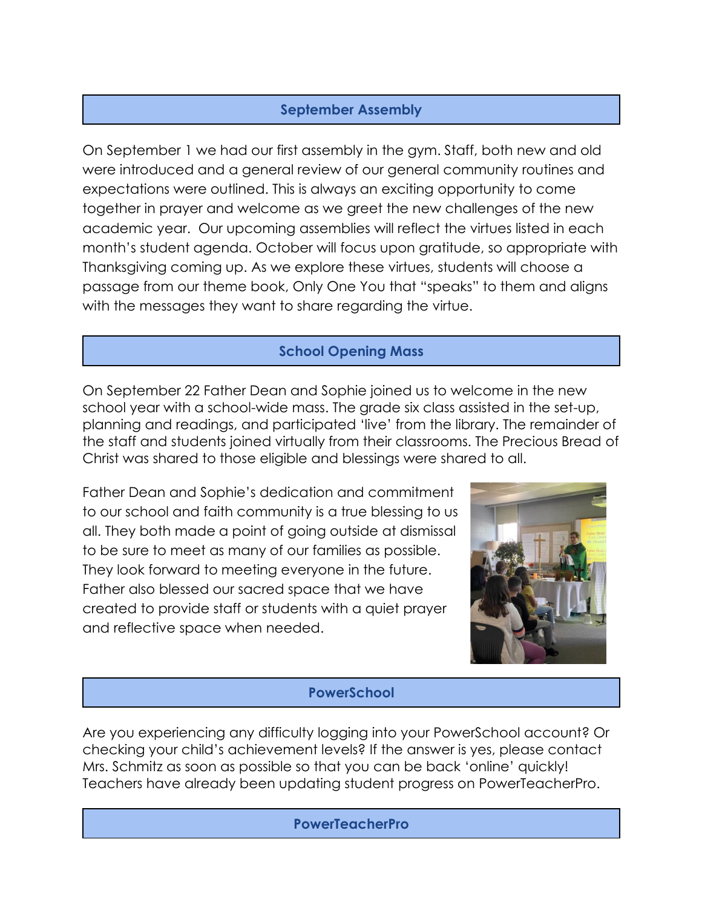## September Assembly

On September 1 we had our first assembly in the gym. Staff, both new and old were introduced and a general review of our general community routines and expectations were outlined. This is always an exciting opportunity to come together in prayer and welcome as we greet the new challenges of the new academic year. Our upcoming assemblies will reflect the virtues listed in each month's student agenda. October will focus upon gratitude, so appropriate with Thanksgiving coming up. As we explore these virtues, students will choose a passage from our theme book, Only One You that "speaks" to them and aligns with the messages they want to share regarding the virtue.

## School Opening Mass

On September 22 Father Dean and Sophie joined us to welcome in the new school year with a school-wide mass. The grade six class assisted in the set-up, planning and readings, and participated 'live' from the library. The remainder of the staff and students joined virtually from their classrooms. The Precious Bread of Christ was shared to those eligible and blessings were shared to all.

Father Dean and Sophie's dedication and commitment to our school and faith community is a true blessing to us all. They both made a point of going outside at dismissal to be sure to meet as many of our families as possible. They look forward to meeting everyone in the future. Father also blessed our sacred space that we have created to provide staff or students with a quiet prayer and reflective space when needed.

## PowerSchool

Are you experiencing any difficulty logging into your PowerSchool account? Or checking your child's achievement levels? If the answer is yes, please contact Mrs. Schmitz as soon as possible so that you can be back 'online' quickly! Teachers have already been updating student progress on PowerTeacherPro.

## PowerTeacherPro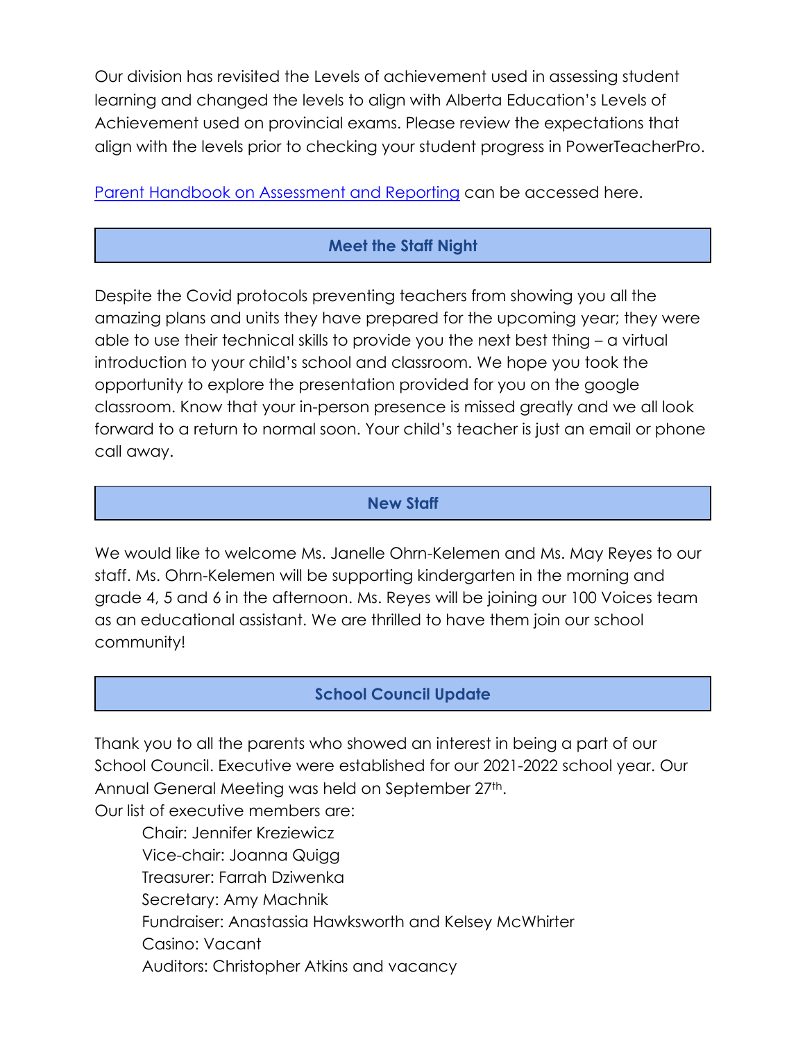Our division has revisited the Levels of achievement used in assessing student learning and changed the levels to align with Alberta Education's Levels of Achievement used on provincial exams. Please review the expectations that align with the levels prior to checking your student progress in PowerTeacherPro.

[Parent Handbook on Assessment and Reporting]() can be accessed here.

## Meet the Staff Night

Despite the Covid protocols preventing teachers from showing you all the amazing plans and units they have prepared for the upcoming year; they were able to use their technical skills to provide you the next best thing – a virtual introduction to your child's school and classroom. We hope you took the opportunity to explore the presentation provided for you on the google classroom. Know that your in-person presence is missed greatly and we all look forward to a return to normal soon. Your child's teacher is just an email or phone call away.

## New Staff

We would like to welcome Ms. Janelle Ohrn-Kelemen and Ms. May Reyes to our staff. Ms. Ohrn-Kelemen will be supporting kindergarten in the morning and grade 4, 5 and 6 in the afternoon. Ms. Reyes will be joining our 100 Voices team as an educational assistant. We are thrilled to have them join our school community!

## School Council Update

Thank you to all the parents who showed an interest in being a part of our School Council. Executive were established for our 2021-2022 school year. Our Annual General Meeting was held on September 27th.

Our list of executive members are:

- Chair: Jennifer Kreziewicz
- Vice-chair: Joanna Quigg
- Treasurer: Farrah Dziwenka
- Secretary: Amy Machnik
- Fundraiser: Anastassia Hawksworth and Kelsey McWhirter
- Casino: Vacant
- Auditors: Christopher Atkins and vacancy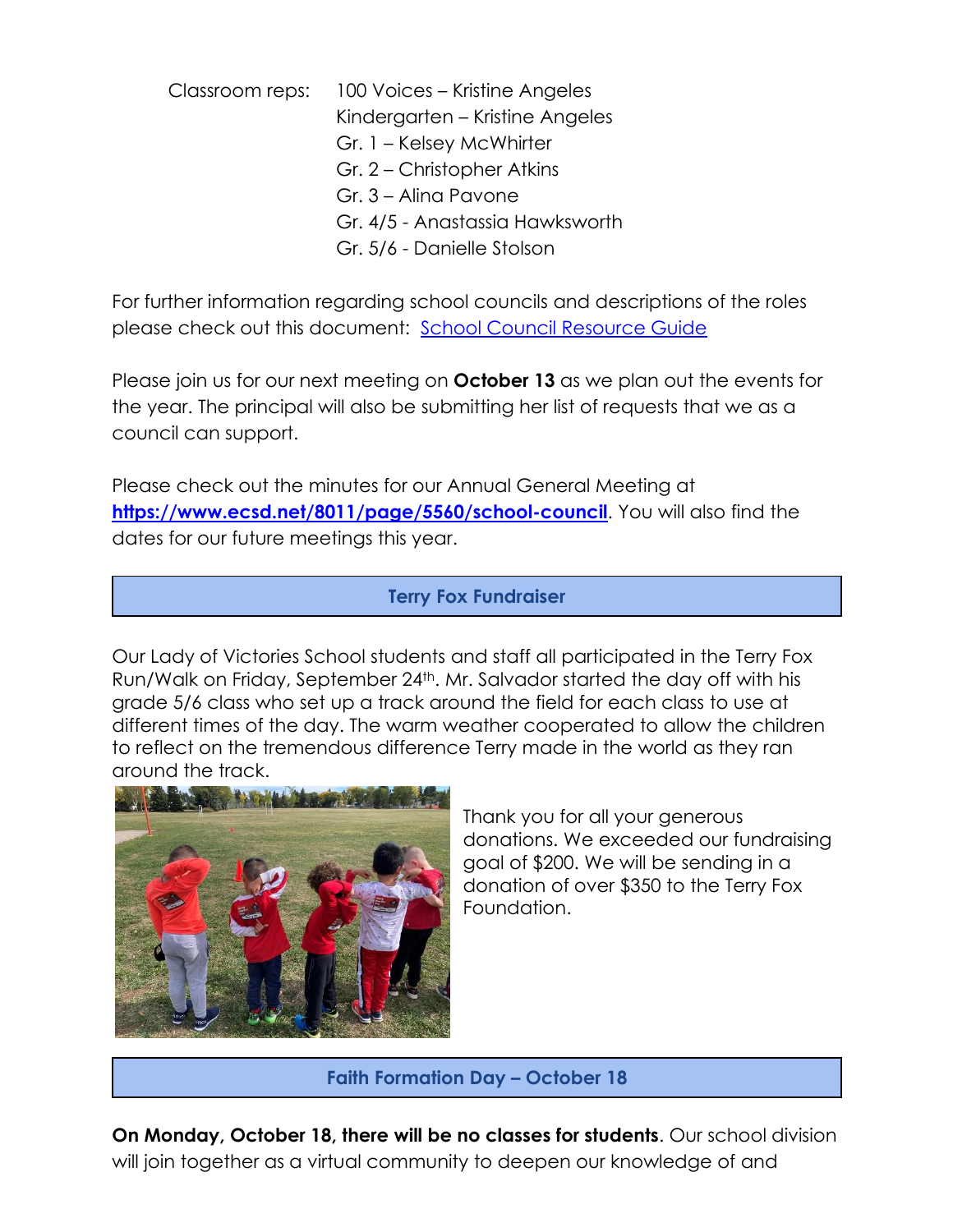Classroom reps: 100 Voices – Kristine Angeles
Kindergarten – Kristine Angeles
Gr. 1 – Kelsey McWhirter
Gr. 2 – Christopher Atkins
Gr. 3 – Alina Pavone
Gr. 4/5 - Anastassia Hawksworth
Gr. 5/6 - Danielle Stolson

For further information regarding school councils and descriptions of the roles please check out this document: School Council Resource Guide

Please join us for our next meeting on **October 13** as we plan out the events for the year. The principal will also be submitting her list of requests that we as a council can support.

Please check out the minutes for our Annual General Meeting at **https://www.ecsd.net/8011/page/5560/school-council**. You will also find the dates for our future meetings this year.

## Terry Fox Fundraiser

Our Lady of Victories School students and staff all participated in the Terry Fox Run/Walk on Friday, September 24th. Mr. Salvador started the day off with his grade 5/6 class who set up a track around the field for each class to use at different times of the day. The warm weather cooperated to allow the children to reflect on the tremendous difference Terry made in the world as they ran around the track.

Thank you for all your generous donations. We exceeded our fundraising goal of $200. We will be sending in a donation of over $350 to the Terry Fox Foundation.

## Faith Formation Day – October 18

**On Monday, October 18, there will be no classes for students**. Our school division will join together as a virtual community to deepen our knowledge of and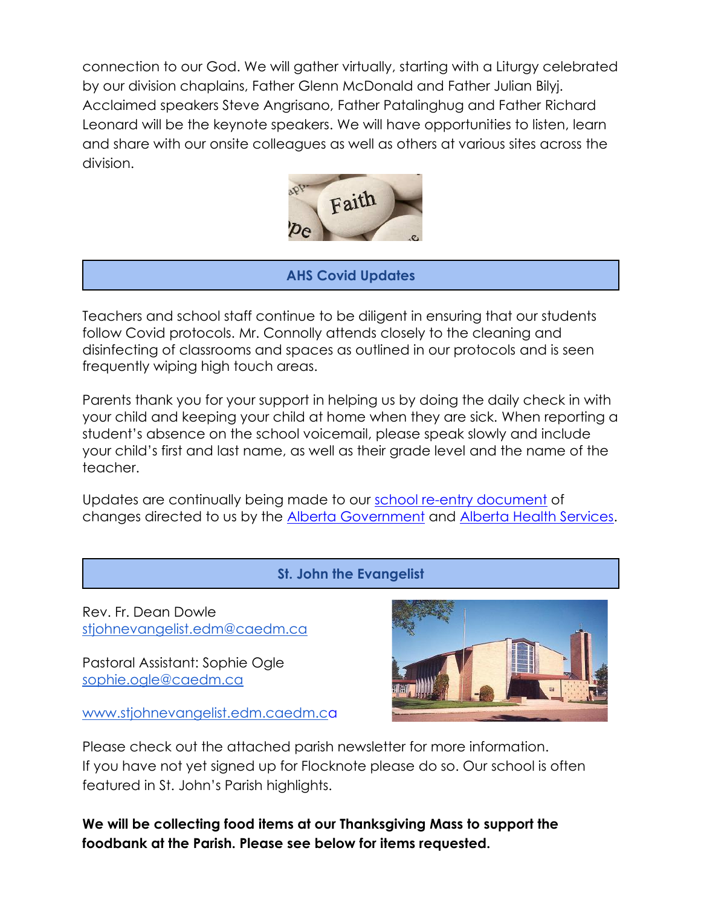connection to our God. We will gather virtually, starting with a Liturgy celebrated by our division chaplains, Father Glenn McDonald and Father Julian Bilyj. Acclaimed speakers Steve Angrisano, Father Patalinghug and Father Richard Leonard will be the keynote speakers. We will have opportunities to listen, learn and share with our onsite colleagues as well as others at various sites across the division.

## AHS Covid Updates

Teachers and school staff continue to be diligent in ensuring that our students follow Covid protocols. Mr. Connolly attends closely to the cleaning and disinfecting of classrooms and spaces as outlined in our protocols and is seen frequently wiping high touch areas.

Parents thank you for your support in helping us by doing the daily check in with your child and keeping your child at home when they are sick. When reporting a student's absence on the school voicemail, please speak slowly and include your child's first and last name, as well as their grade level and the name of the teacher.

Updates are continually being made to our school re-entry document of changes directed to us by the Alberta Government and Alberta Health Services.

## St. John the Evangelist

Rev. Fr. Dean Dowle
stjohnevangelist.edm@caedm.ca

Pastoral Assistant: Sophie Ogle
sophie.ogle@caedm.ca

www.stjohnevangelist.edm.caedm.ca

Please check out the attached parish newsletter for more information.
If you have not yet signed up for Flocknote please do so. Our school is often featured in St. John's Parish highlights.

**We will be collecting food items at our Thanksgiving Mass to support the foodbank at the Parish. Please see below for items requested.**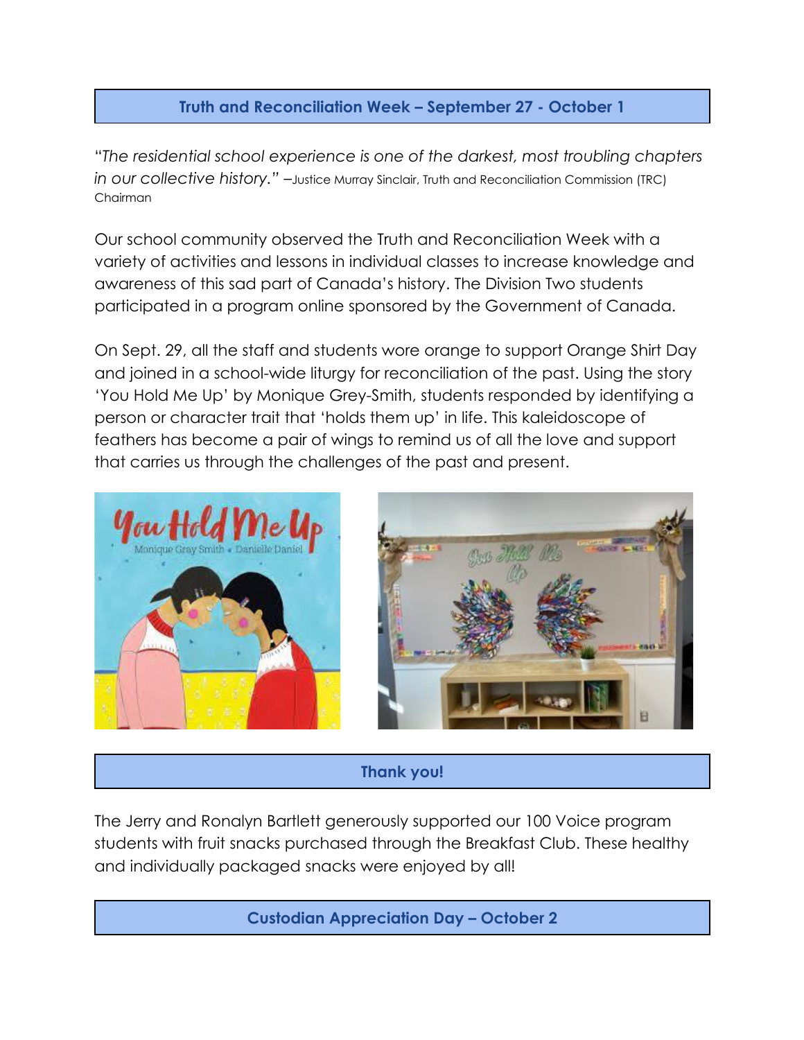## Truth and Reconciliation Week – September 27 - October 1

*"The residential school experience is one of the darkest, most troubling chapters in our collective history."* –Justice Murray Sinclair, Truth and Reconciliation Commission (TRC) Chairman

Our school community observed the Truth and Reconciliation Week with a variety of activities and lessons in individual classes to increase knowledge and awareness of this sad part of Canada's history. The Division Two students participated in a program online sponsored by the Government of Canada.

On Sept. 29, all the staff and students wore orange to support Orange Shirt Day and joined in a school-wide liturgy for reconciliation of the past. Using the story 'You Hold Me Up' by Monique Grey-Smith, students responded by identifying a person or character trait that 'holds them up' in life. This kaleidoscope of feathers has become a pair of wings to remind us of all the love and support that carries us through the challenges of the past and present.

## Thank you!

The Jerry and Ronalyn Bartlett generously supported our 100 Voice program students with fruit snacks purchased through the Breakfast Club. These healthy and individually packaged snacks were enjoyed by all!

## Custodian Appreciation Day – October 2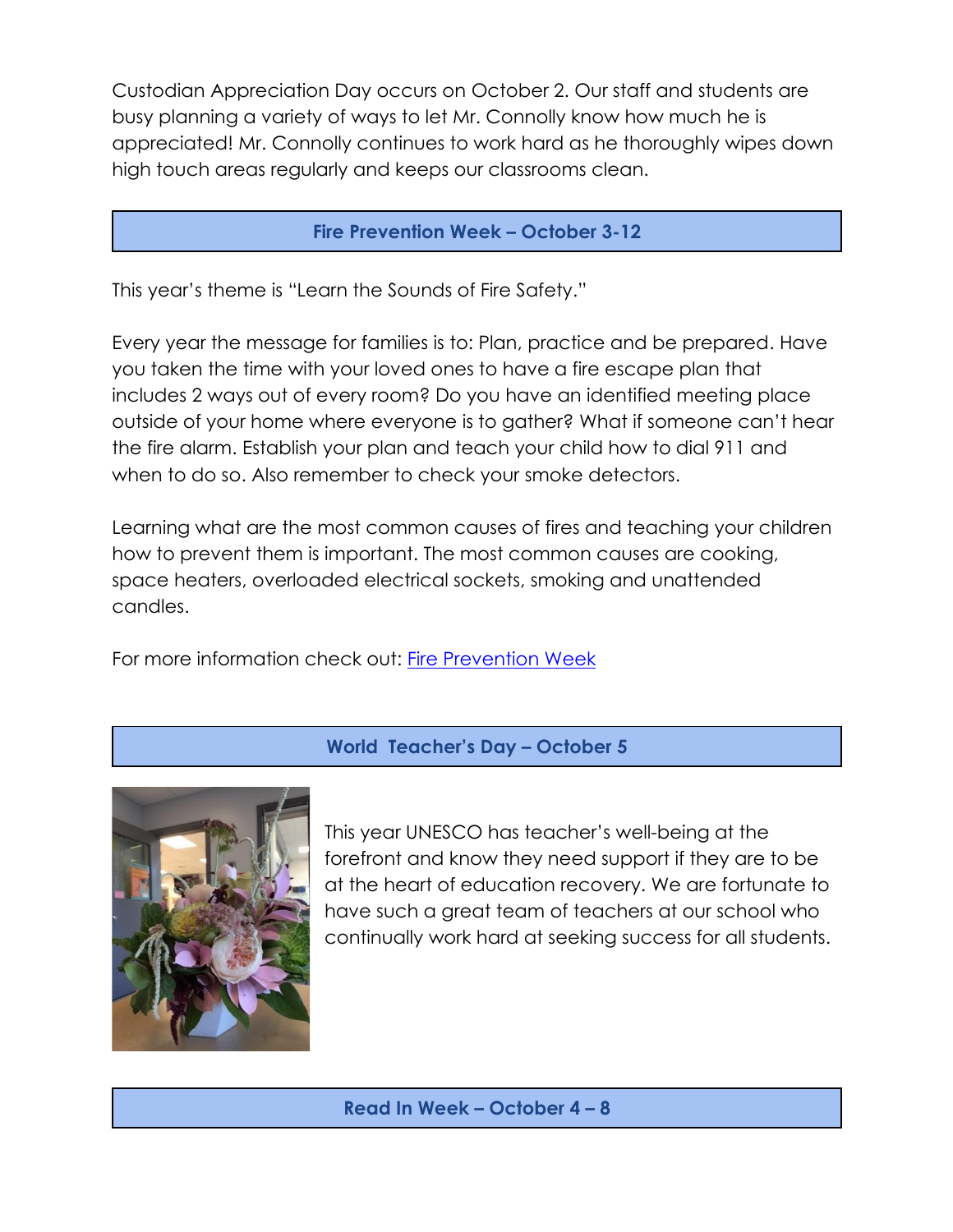Custodian Appreciation Day occurs on October 2. Our staff and students are busy planning a variety of ways to let Mr. Connolly know how much he is appreciated! Mr. Connolly continues to work hard as he thoroughly wipes down high touch areas regularly and keeps our classrooms clean.

## Fire Prevention Week – October 3-12

This year's theme is "Learn the Sounds of Fire Safety."

Every year the message for families is to: Plan, practice and be prepared. Have you taken the time with your loved ones to have a fire escape plan that includes 2 ways out of every room? Do you have an identified meeting place outside of your home where everyone is to gather? What if someone can't hear the fire alarm. Establish your plan and teach your child how to dial 911 and when to do so. Also remember to check your smoke detectors.

Learning what are the most common causes of fires and teaching your children how to prevent them is important. The most common causes are cooking, space heaters, overloaded electrical sockets, smoking and unattended candles.

For more information check out: Fire Prevention Week

## World Teacher's Day – October 5

This year UNESCO has teacher's well-being at the forefront and know they need support if they are to be at the heart of education recovery. We are fortunate to have such a great team of teachers at our school who continually work hard at seeking success for all students.

## Read In Week – October 4 – 8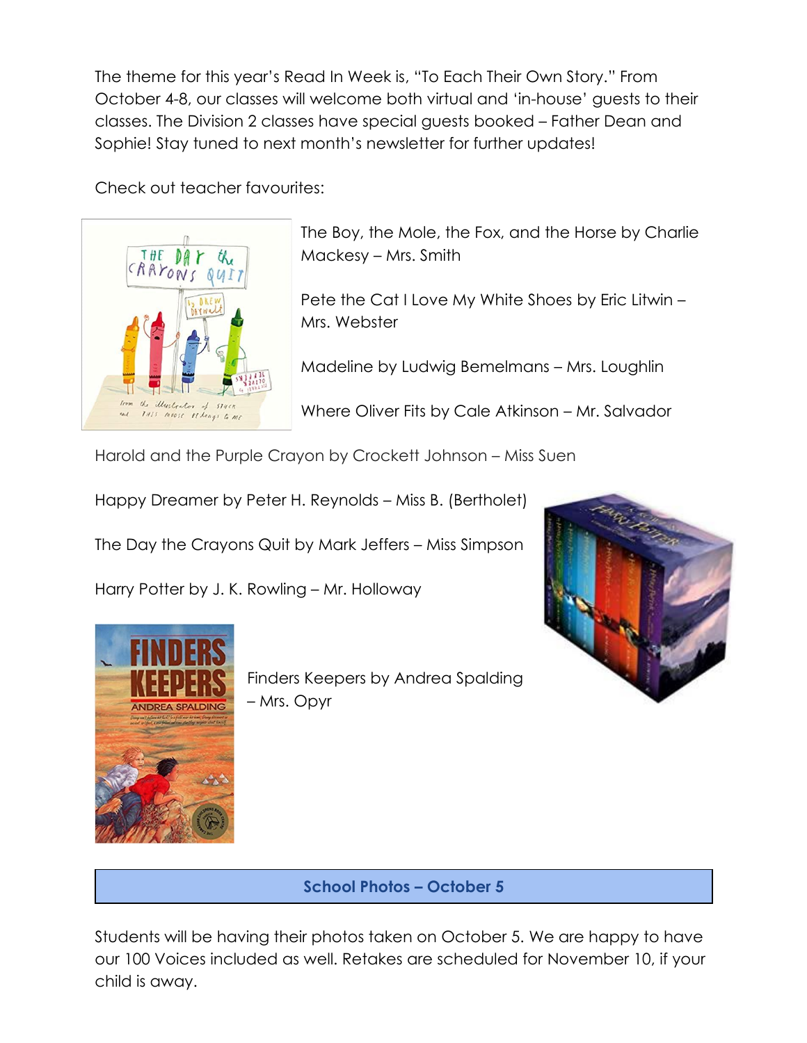The theme for this year's Read In Week is, "To Each Their Own Story." From October 4-8, our classes will welcome both virtual and 'in-house' guests to their classes. The Division 2 classes have special guests booked – Father Dean and Sophie! Stay tuned to next month's newsletter for further updates!

Check out teacher favourites:

The Boy, the Mole, the Fox, and the Horse by Charlie Mackesy – Mrs. Smith

Pete the Cat I Love My White Shoes by Eric Litwin – Mrs. Webster

Madeline by Ludwig Bemelmans – Mrs. Loughlin

Where Oliver Fits by Cale Atkinson – Mr. Salvador

Harold and the Purple Crayon by Crockett Johnson – Miss Suen

Happy Dreamer by Peter H. Reynolds – Miss B. (Bertholet)

The Day the Crayons Quit by Mark Jeffers – Miss Simpson

Harry Potter by J. K. Rowling – Mr. Holloway

Finders Keepers by Andrea Spalding – Mrs. Opyr

## School Photos – October 5

Students will be having their photos taken on October 5. We are happy to have our 100 Voices included as well. Retakes are scheduled for November 10, if your child is away.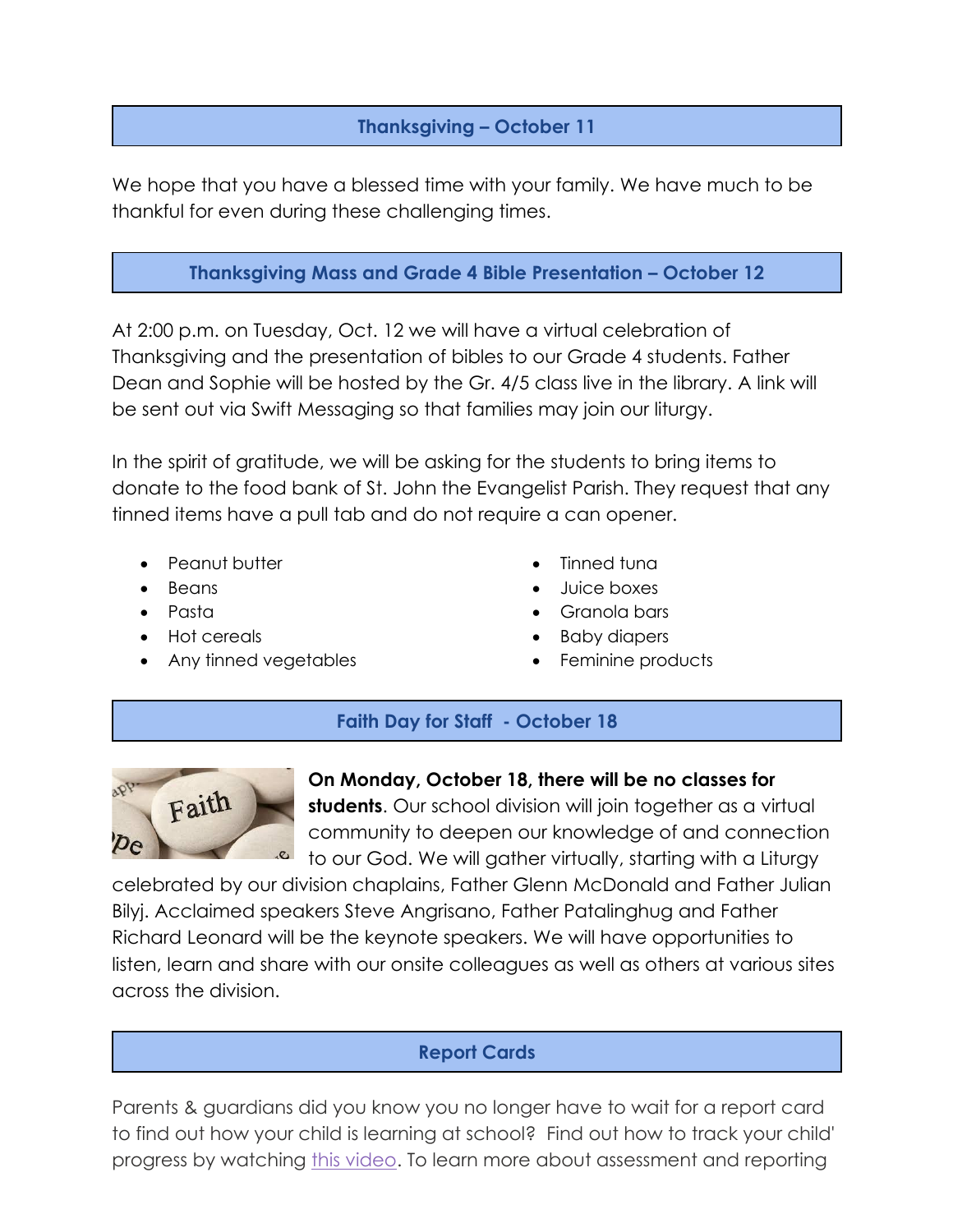## Thanksgiving – October 11

We hope that you have a blessed time with your family. We have much to be thankful for even during these challenging times.

## Thanksgiving Mass and Grade 4 Bible Presentation – October 12

At 2:00 p.m. on Tuesday, Oct. 12 we will have a virtual celebration of Thanksgiving and the presentation of bibles to our Grade 4 students. Father Dean and Sophie will be hosted by the Gr. 4/5 class live in the library. A link will be sent out via Swift Messaging so that families may join our liturgy.

In the spirit of gratitude, we will be asking for the students to bring items to donate to the food bank of St. John the Evangelist Parish. They request that any tinned items have a pull tab and do not require a can opener.

- Peanut butter
- Beans
- Pasta
- Hot cereals
- Any tinned vegetables
- Tinned tuna
- Juice boxes
- Granola bars
- Baby diapers
- Feminine products

## Faith Day for Staff - October 18

**On Monday, October 18, there will be no classes for students**. Our school division will join together as a virtual community to deepen our knowledge of and connection to our God. We will gather virtually, starting with a Liturgy celebrated by our division chaplains, Father Glenn McDonald and Father Julian Bilyj. Acclaimed speakers Steve Angrisano, Father Patalinghug and Father Richard Leonard will be the keynote speakers. We will have opportunities to listen, learn and share with our onsite colleagues as well as others at various sites across the division.

## Report Cards

Parents & guardians did you know you no longer have to wait for a report card to find out how your child is learning at school? Find out how to track your child' progress by watching [this video](). To learn more about assessment and reporting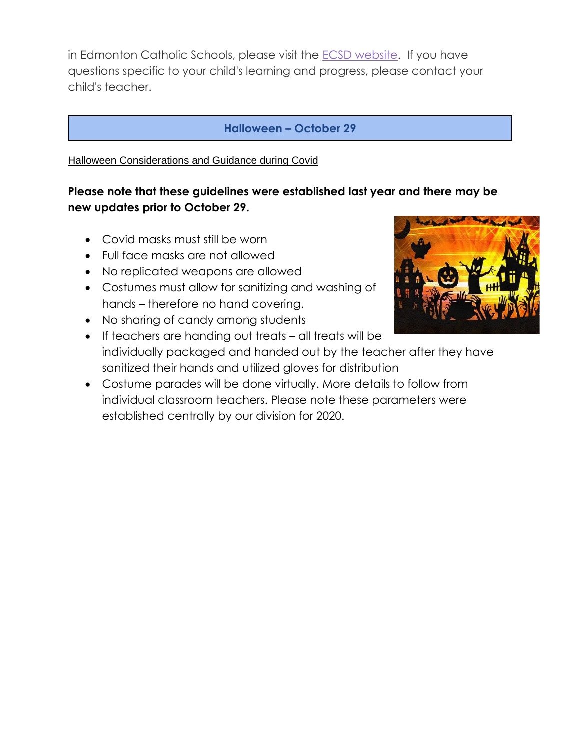in Edmonton Catholic Schools, please visit the ECSD website. If you have questions specific to your child's learning and progress, please contact your child's teacher.

## Halloween – October 29

Halloween Considerations and Guidance during Covid

**Please note that these guidelines were established last year and there may be new updates prior to October 29.**

- Covid masks must still be worn
- Full face masks are not allowed
- No replicated weapons are allowed
- Costumes must allow for sanitizing and washing of hands – therefore no hand covering.
- No sharing of candy among students
- If teachers are handing out treats – all treats will be individually packaged and handed out by the teacher after they have sanitized their hands and utilized gloves for distribution
- Costume parades will be done virtually. More details to follow from individual classroom teachers. Please note these parameters were established centrally by our division for 2020.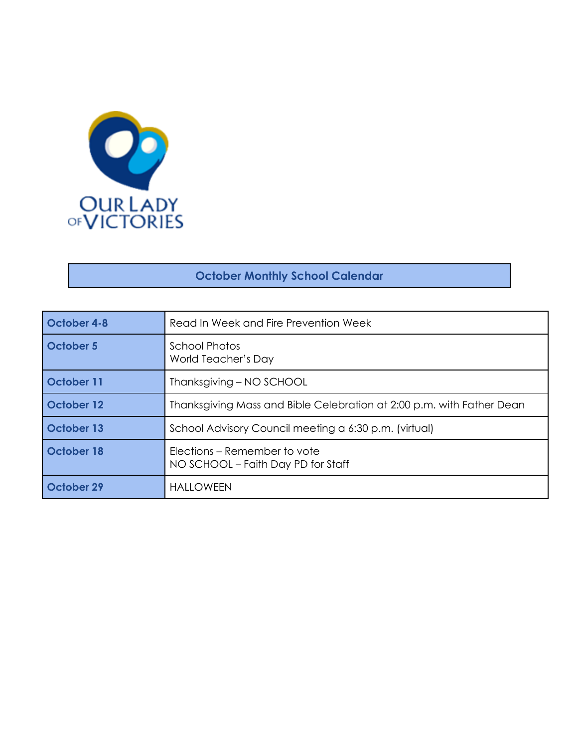OUR LADY OF VICTORIES

## October Monthly School Calendar

| | |
|---|---|
| **October 4-8** | Read In Week and Fire Prevention Week |
| **October 5** | School Photos<br>World Teacher's Day |
| **October 11** | Thanksgiving – NO SCHOOL |
| **October 12** | Thanksgiving Mass and Bible Celebration at 2:00 p.m. with Father Dean |
| **October 13** | School Advisory Council meeting a 6:30 p.m. (virtual) |
| **October 18** | Elections – Remember to vote<br>NO SCHOOL – Faith Day PD for Staff |
| **October 29** | HALLOWEEN |